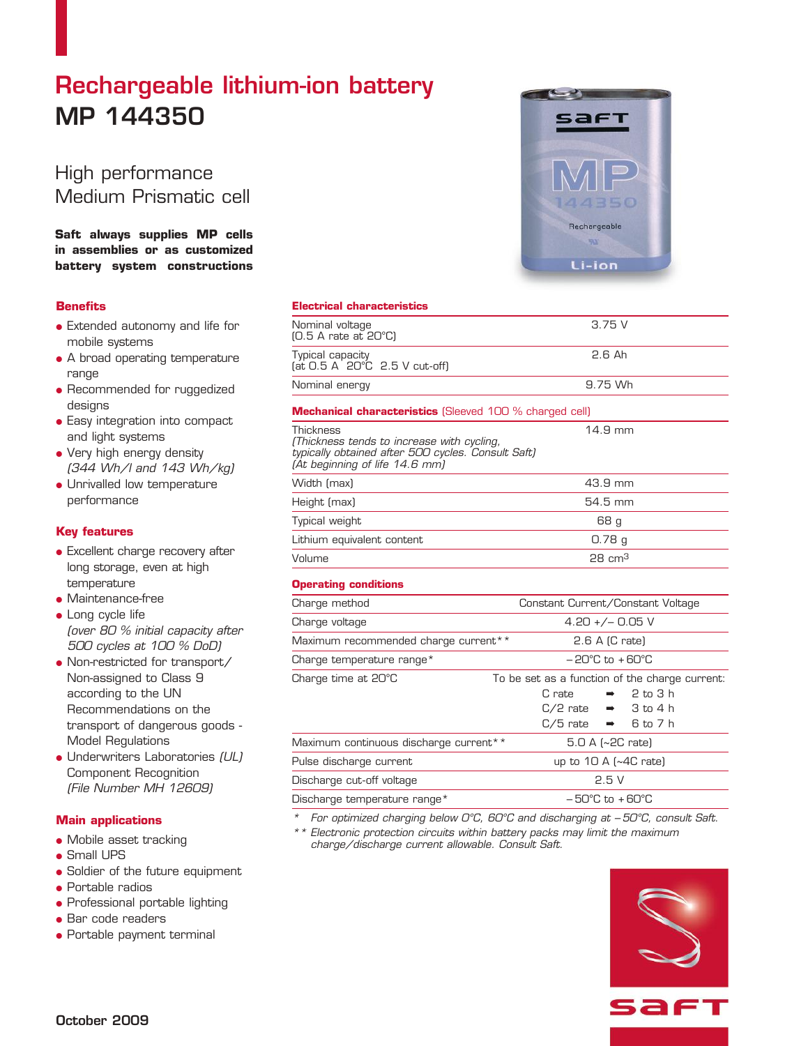# Rechargeable lithium-ion battery

# MP 144350

## High performance Medium Prismatic cell

**Saft always supplies MP cells in assemblies or as customized battery system constructions**

### Benefits

- Extended autonomy and life for mobile systems
- A broad operating temperature range
- Recommended for ruggedized designs
- Easy integration into compact and light systems
- Very high energy density *(344 Wh/l and 143 Wh/kg)*
- Unrivalled low temperature performance

### Key features

- Excellent charge recovery after long storage, even at high temperature
- Maintenance-free
- Long cycle life *(over 80 % initial capacity after 500 cycles at 100 % DoD)*
- Non-restricted for transport/ Non-assigned to Class 9 according to the UN Recommendations on the transport of dangerous goods - Model Regulations
- Underwriters Laboratories *(UL)* Component Recognition *(File Number MH 12609)*

### Main applications

- Mobile asset tracking
- Small UPS
- Soldier of the future equipment
- Portable radios
- Professional portable lighting
- Bar code readers
- Portable payment terminal

### Electrical characteristics

| | |
|---|---|
| Nominal voltage (0.5 A rate at 20°C) | 3.75 V |
| Typical capacity (at 0.5 A 20°C 2.5 V cut-off) | 2.6 Ah |
| Nominal energy | 9.75 Wh |

### Mechanical characteristics (Sleeved 100 % charged cell)

| | |
|---|---|
| Thickness *(Thickness tends to increase with cycling, typically obtained after 500 cycles. Consult Saft) (At beginning of life 14.6 mm)* | 14.9 mm |
| Width (max) | 43.9 mm |
| Height (max) | 54.5 mm |
| Typical weight | 68 g |
| Lithium equivalent content | 0.78 g |
| Volume | 28 cm³ |

### Operating conditions

| | |
|---|---|
| Charge method | Constant Current/Constant Voltage |
| Charge voltage | 4.20 +/– 0.05 V |
| Maximum recommended charge current** | 2.6 A (C rate) |
| Charge temperature range* | – 20°C to + 60°C |
| Charge time at 20°C | To be set as a function of the charge current: C rate ➡ 2 to 3 h; C/2 rate ➡ 3 to 4 h; C/5 rate ➡ 6 to 7 h |
| Maximum continuous discharge current** | 5.0 A (~2C rate) |
| Pulse discharge current | up to 10 A (~4C rate) |
| Discharge cut-off voltage | 2.5 V |
| Discharge temperature range* | – 50°C to + 60°C |

\* *For optimized charging below 0°C, 60°C and discharging at – 50°C, consult Saft.*

\** *Electronic protection circuits within battery packs may limit the maximum charge/discharge current allowable. Consult Saft.*

October 2009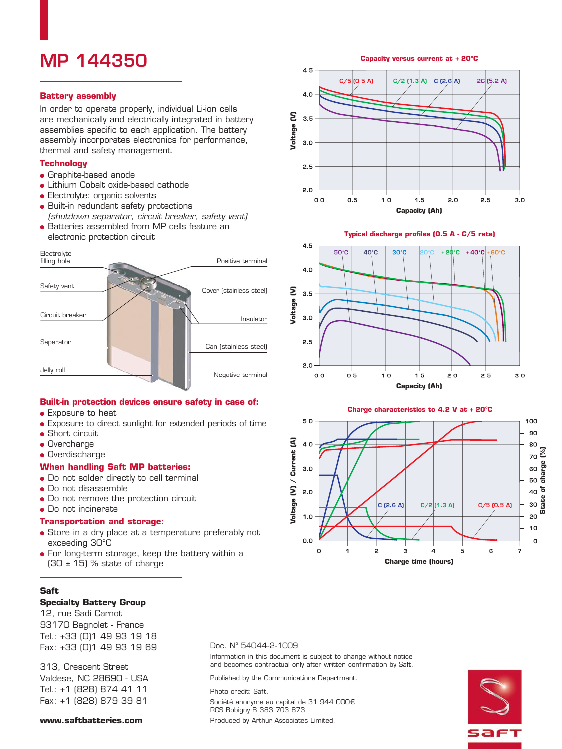# MP 144350

## Battery assembly

In order to operate properly, individual Li-ion cells are mechanically and electrically integrated in battery assemblies specific to each application. The battery assembly incorporates electronics for performance, thermal and safety management.

## Technology

- Graphite-based anode
- Lithium Cobalt oxide-based cathode
- Electrolyte: organic solvents
- Built-in redundant safety protections *(shutdown separator, circuit breaker, safety vent)*
- Batteries assembled from MP cells feature an electronic protection circuit

Electrolyte filling hole
Positive terminal
Safety vent
Cover (stainless steel)
Circuit breaker
Insulator
Separator
Can (stainless steel)
Jelly roll
Negative terminal

## Built-in protection devices ensure safety in case of:

- Exposure to heat
- Exposure to direct sunlight for extended periods of time
- Short circuit
- Overcharge
- Overdischarge

## When handling Saft MP batteries:

- Do not solder directly to cell terminal
- Do not disassemble
- Do not remove the protection circuit
- Do not incinerate

## Transportation and storage:

- Store in a dry place at a temperature preferably not exceeding 30°C
- For long-term storage, keep the battery within a (30 ± 15) % state of charge

**Capacity versus current at + 20°C**

C/5 (0.5 A) C/2 (1.3 A) C (2.6 A) 2C (5.2 A)

Voltage (V): 2.0, 2.5, 3.0, 3.5, 4.0, 4.5
Capacity (Ah): 0.0, 0.5, 1.0, 1.5, 2.0, 2.5, 3.0

**Typical discharge profiles (0.5 A - C/5 rate)**

−50°C −40°C −30°C −20°C +20°C +40°C +60°C

Voltage (V): 2.0, 2.5, 3.0, 3.5, 4.0, 4.5
Capacity (Ah): 0.0, 0.5, 1.0, 1.5, 2.0, 2.5, 3.0

**Charge characteristics to 4.2 V at + 20°C**

C (2.6 A) C/2 (1.3 A) C/5 (0.5 A)

Voltage (V) / Current (A): 0.0, 1.0, 2.0, 3.0, 4.0, 5.0
State of charge (%): 0, 10, 20, 30, 40, 50, 60, 70, 80, 90, 100
Charge time (hours): 0, 1, 2, 3, 4, 5, 6, 7

**Saft**
**Specialty Battery Group**
12, rue Sadi Carnot
93170 Bagnolet - France
Tel.: +33 (0)1 49 93 19 18
Fax: +33 (0)1 49 93 19 69

313, Crescent Street
Valdese, NC 28690 - USA
Tel.: +1 (828) 874 41 11
Fax: +1 (828) 879 39 81

**www.saftbatteries.com**

Doc. N° 54044-2-1009

Information in this document is subject to change without notice and becomes contractual only after written confirmation by Saft.

Published by the Communications Department.

Photo credit: Saft.

Société anonyme au capital de 31 944 000€
RCS Bobigny B 383 703 873

Produced by Arthur Associates Limited.

saft